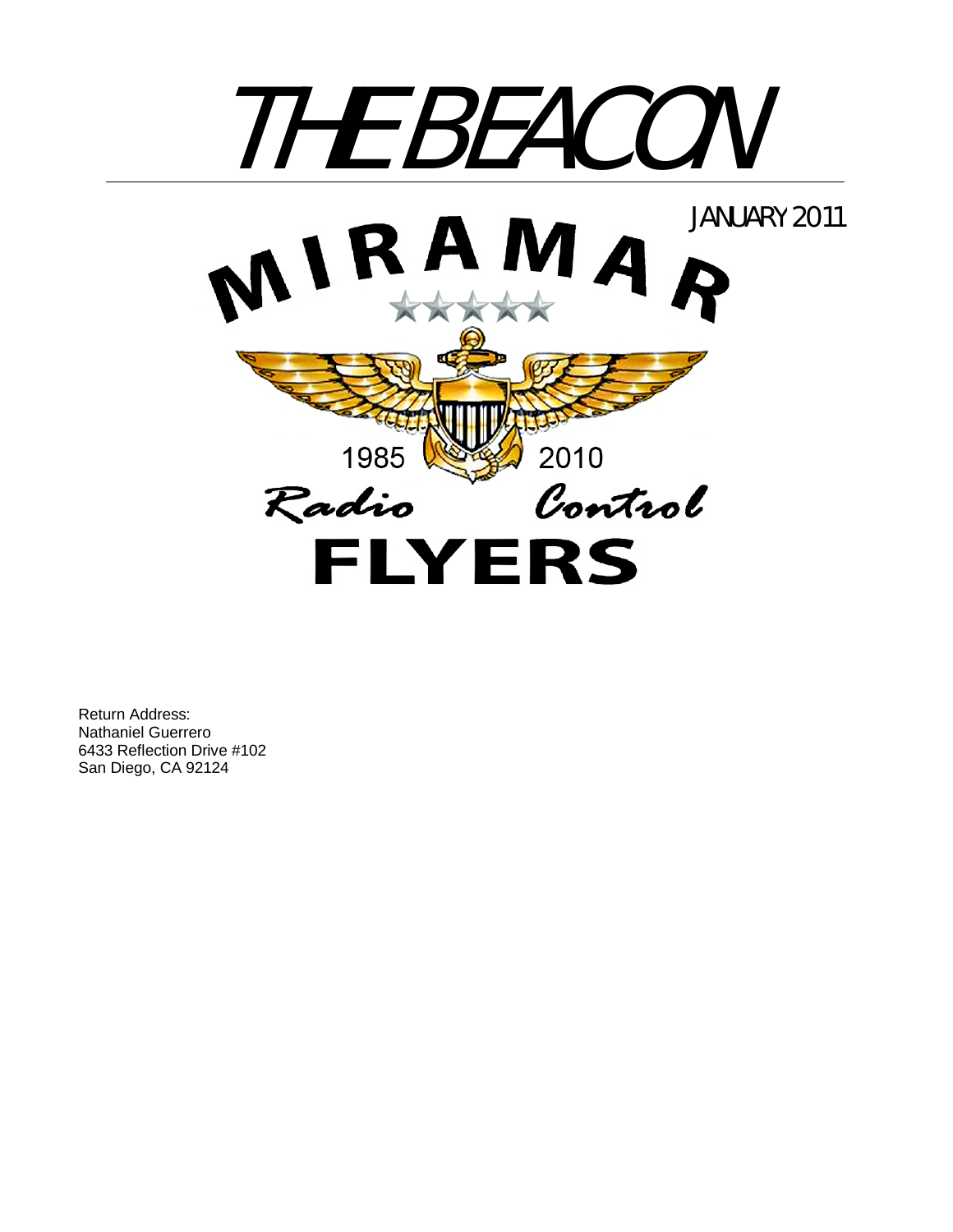# THE BEACON

JANUARY 2011

MIRAMAR

1985 2010

*Radio Control*

**FLYERS**

Return Address:
Nathaniel Guerrero
6433 Reflection Drive #102
San Diego, CA 92124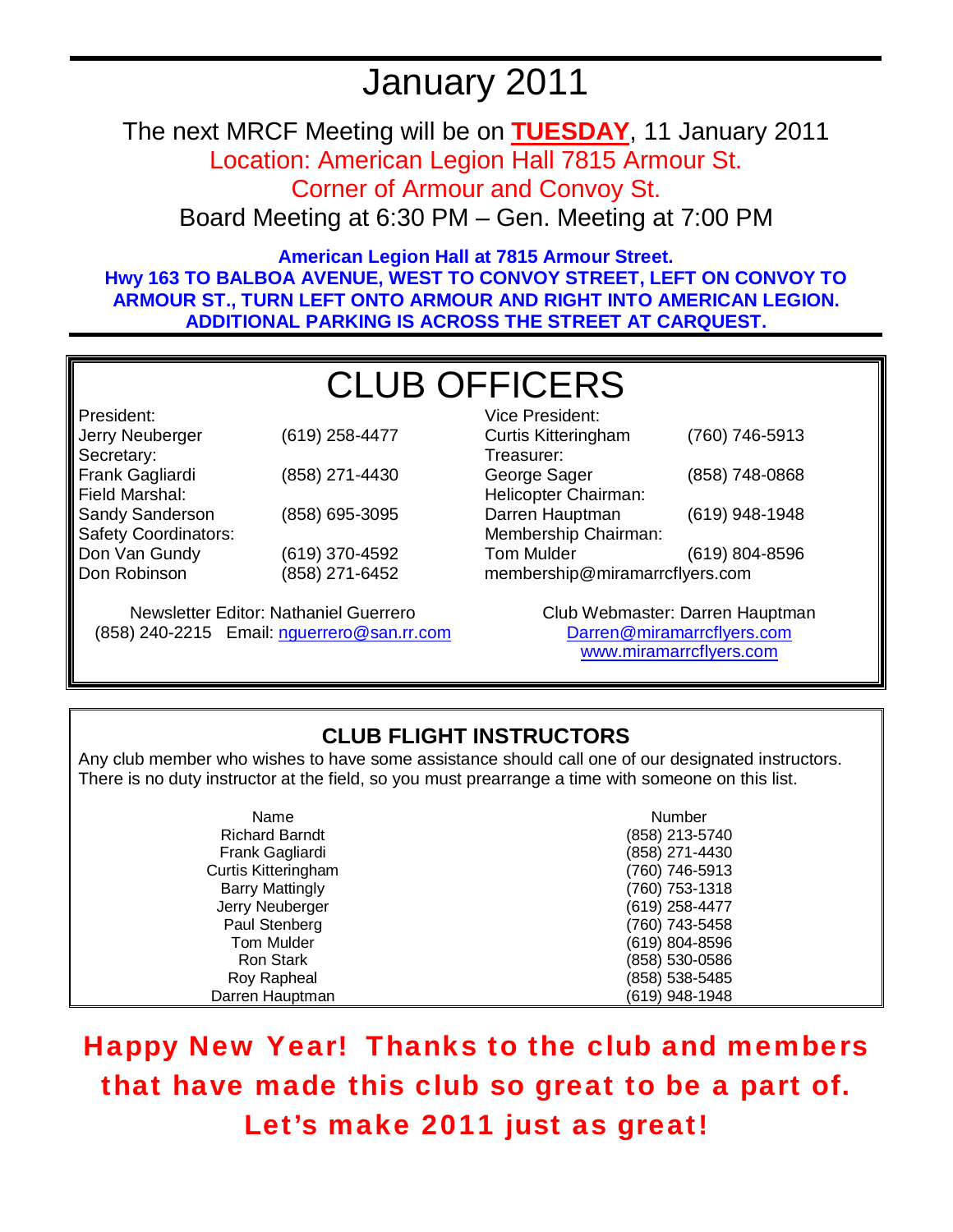# January 2011

The next MRCF Meeting will be on **TUESDAY**, 11 January 2011
Location: American Legion Hall 7815 Armour St.
Corner of Armour and Convoy St.
Board Meeting at 6:30 PM – Gen. Meeting at 7:00 PM

**American Legion Hall at 7815 Armour Street.**
**Hwy 163 TO BALBOA AVENUE, WEST TO CONVOY STREET, LEFT ON CONVOY TO ARMOUR ST., TURN LEFT ONTO ARMOUR AND RIGHT INTO AMERICAN LEGION. ADDITIONAL PARKING IS ACROSS THE STREET AT CARQUEST.**

## CLUB OFFICERS

President:
Jerry Neuberger (619) 258-4477

Secretary:
Frank Gagliardi (858) 271-4430

Field Marshal:
Sandy Sanderson (858) 695-3095

Safety Coordinators:
Don Van Gundy (619) 370-4592
Don Robinson (858) 271-6452

Vice President:
Curtis Kitteringham (760) 746-5913

Treasurer:
George Sager (858) 748-0868

Helicopter Chairman:
Darren Hauptman (619) 948-1948

Membership Chairman:
Tom Mulder (619) 804-8596
membership@miramarrcflyers.com

Newsletter Editor: Nathaniel Guerrero
(858) 240-2215 Email: nguerrero@san.rr.com

Club Webmaster: Darren Hauptman
Darren@miramarrcflyers.com
www.miramarrcflyers.com

## CLUB FLIGHT INSTRUCTORS

Any club member who wishes to have some assistance should call one of our designated instructors. There is no duty instructor at the field, so you must prearrange a time with someone on this list.

| Name | Number |
|---|---|
| Richard Barndt | (858) 213-5740 |
| Frank Gagliardi | (858) 271-4430 |
| Curtis Kitteringham | (760) 746-5913 |
| Barry Mattingly | (760) 753-1318 |
| Jerry Neuberger | (619) 258-4477 |
| Paul Stenberg | (760) 743-5458 |
| Tom Mulder | (619) 804-8596 |
| Ron Stark | (858) 530-0586 |
| Roy Rapheal | (858) 538-5485 |
| Darren Hauptman | (619) 948-1948 |

**Happy New Year! Thanks to the club and members that have made this club so great to be a part of. Let's make 2011 just as great!**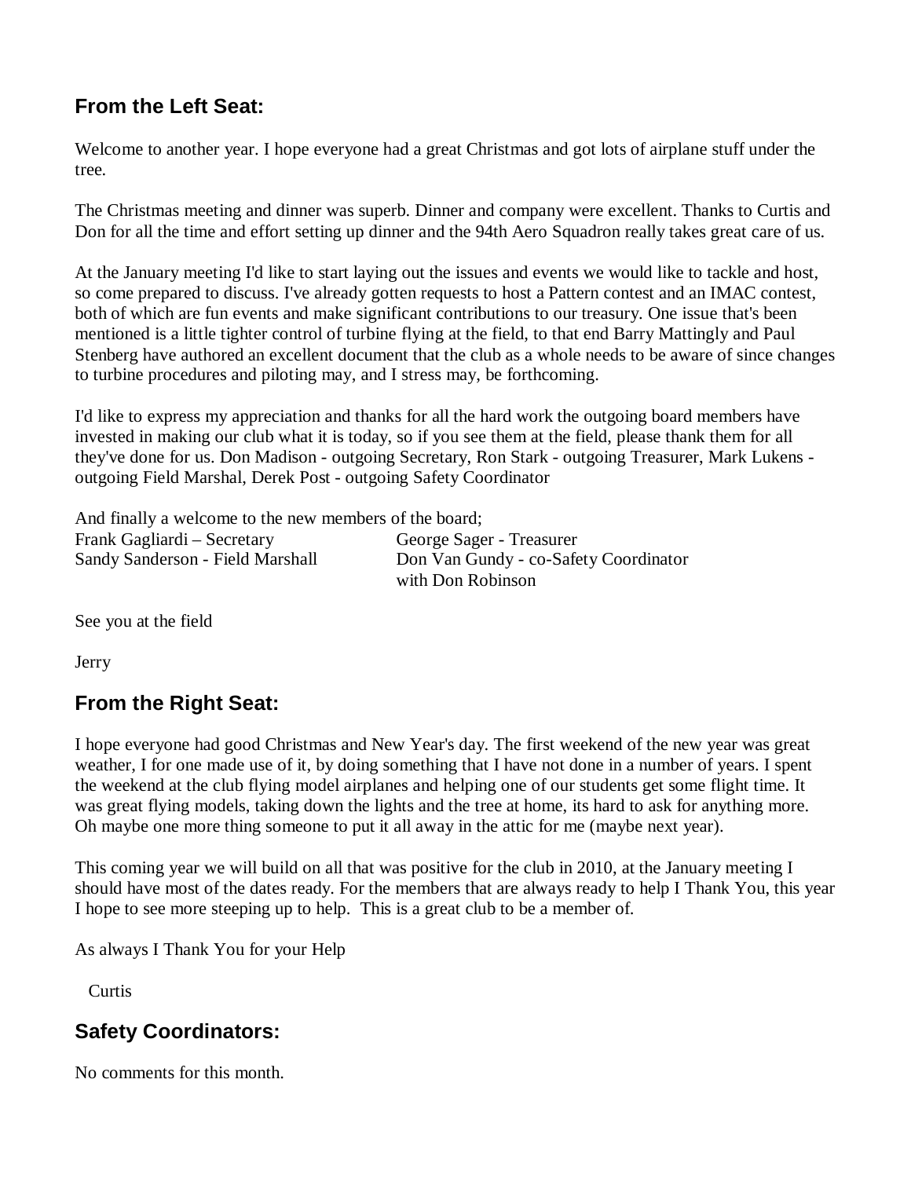## From the Left Seat:

Welcome to another year. I hope everyone had a great Christmas and got lots of airplane stuff under the tree.

The Christmas meeting and dinner was superb. Dinner and company were excellent. Thanks to Curtis and Don for all the time and effort setting up dinner and the 94th Aero Squadron really takes great care of us.

At the January meeting I'd like to start laying out the issues and events we would like to tackle and host, so come prepared to discuss. I've already gotten requests to host a Pattern contest and an IMAC contest, both of which are fun events and make significant contributions to our treasury. One issue that's been mentioned is a little tighter control of turbine flying at the field, to that end Barry Mattingly and Paul Stenberg have authored an excellent document that the club as a whole needs to be aware of since changes to turbine procedures and piloting may, and I stress may, be forthcoming.

I'd like to express my appreciation and thanks for all the hard work the outgoing board members have invested in making our club what it is today, so if you see them at the field, please thank them for all they've done for us. Don Madison - outgoing Secretary, Ron Stark - outgoing Treasurer, Mark Lukens - outgoing Field Marshal, Derek Post - outgoing Safety Coordinator

And finally a welcome to the new members of the board;

Frank Gagliardi – Secretary
George Sager - Treasurer
Sandy Sanderson - Field Marshall
Don Van Gundy - co-Safety Coordinator with Don Robinson

See you at the field

Jerry

## From the Right Seat:

I hope everyone had good Christmas and New Year's day. The first weekend of the new year was great weather, I for one made use of it, by doing something that I have not done in a number of years. I spent the weekend at the club flying model airplanes and helping one of our students get some flight time. It was great flying models, taking down the lights and the tree at home, its hard to ask for anything more. Oh maybe one more thing someone to put it all away in the attic for me (maybe next year).

This coming year we will build on all that was positive for the club in 2010, at the January meeting I should have most of the dates ready. For the members that are always ready to help I Thank You, this year I hope to see more steeping up to help. This is a great club to be a member of.

As always I Thank You for your Help

Curtis

## Safety Coordinators:

No comments for this month.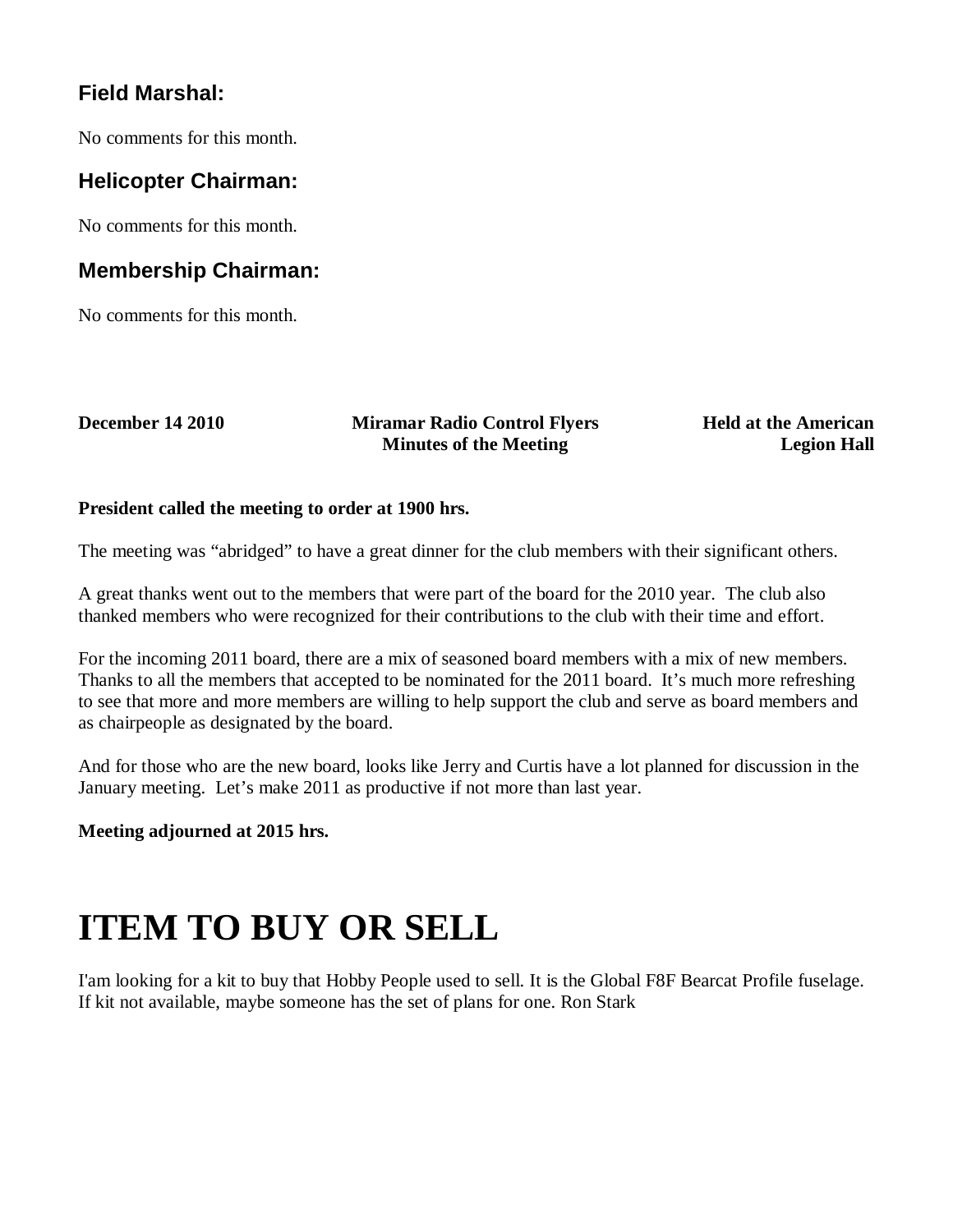### Field Marshal:

No comments for this month.

### Helicopter Chairman:

No comments for this month.

### Membership Chairman:

No comments for this month.

**December 14 2010**

**Miramar Radio Control Flyers**
**Minutes of the Meeting**

**Held at the American Legion Hall**

**President called the meeting to order at 1900 hrs.**

The meeting was "abridged" to have a great dinner for the club members with their significant others.

A great thanks went out to the members that were part of the board for the 2010 year. The club also thanked members who were recognized for their contributions to the club with their time and effort.

For the incoming 2011 board, there are a mix of seasoned board members with a mix of new members. Thanks to all the members that accepted to be nominated for the 2011 board. It's much more refreshing to see that more and more members are willing to help support the club and serve as board members and as chairpeople as designated by the board.

And for those who are the new board, looks like Jerry and Curtis have a lot planned for discussion in the January meeting. Let's make 2011 as productive if not more than last year.

**Meeting adjourned at 2015 hrs.**

# ITEM TO BUY OR SELL

I'am looking for a kit to buy that Hobby People used to sell. It is the Global F8F Bearcat Profile fuselage. If kit not available, maybe someone has the set of plans for one. Ron Stark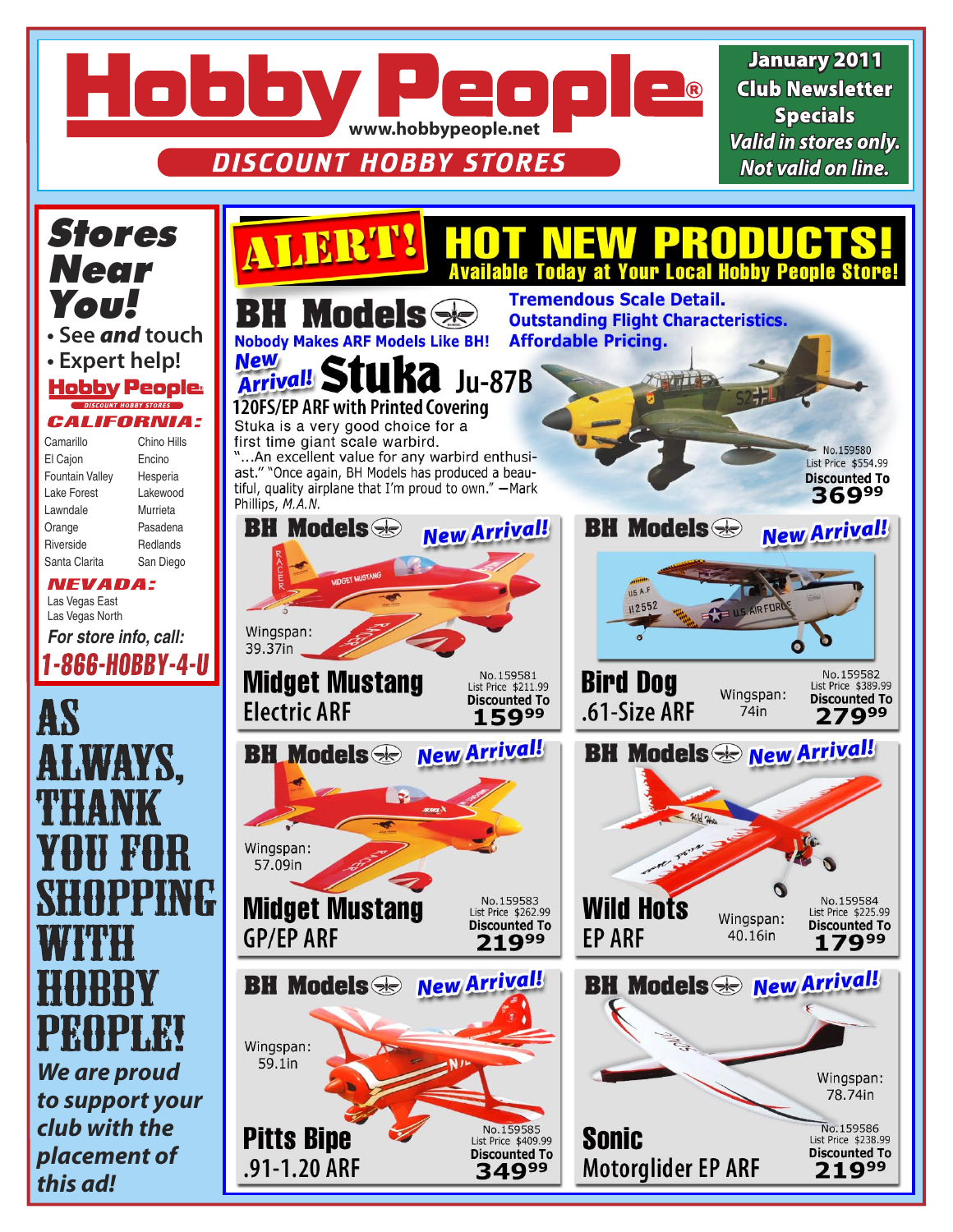# Hobby People®

www.hobbypeople.net

DISCOUNT HOBBY STORES

**January 2011 Club Newsletter Specials**

*Valid in stores only. Not valid on line.*

## Stores Near You!

- See *and* touch
- Expert help!

Hobby People — DISCOUNT HOBBY STORES

### CALIFORNIA:

Camarillo
Chino Hills
El Cajon
Encino
Fountain Valley
Hesperia
Lake Forest
Lakewood
Lawndale
Murrieta
Orange
Pasadena
Riverside
Redlands
Santa Clarita
San Diego

### NEVADA:

Las Vegas East
Las Vegas North

*For store info, call:*

**1-866-HOBBY-4-U**

## AS ALWAYS, THANK YOU FOR SHOPPING WITH HOBBY PEOPLE!

*We are proud to support your club with the placement of this ad!*

## ALERT! HOT NEW PRODUCTS!

**Available Today at Your Local Hobby People Store!**

### BH Models

Nobody Makes ARF Models Like BH!

**Tremendous Scale Detail. Outstanding Flight Characteristics. Affordable Pricing.**

*New Arrival!* **Stuka Ju-87B**

120FS/EP ARF with Printed Covering

Stuka is a very good choice for a first time giant scale warbird. "...An excellent value for any warbird enthusiast." "Once again, BH Models has produced a beautiful, quality airplane that I'm proud to own." —Mark Phillips, *M.A.N.*

No.159580
List Price $554.99
Discounted To **369.99**

---

BH Models — *New Arrival!*

**Midget Mustang** Electric ARF
Wingspan: 39.37in
No.159581
List Price $211.99
Discounted To **159.99**

---

BH Models — *New Arrival!*

**Bird Dog** .61-Size ARF
Wingspan: 74in
No.159582
List Price $389.99
Discounted To **279.99**

---

BH Models — *New Arrival!*

**Midget Mustang** GP/EP ARF
Wingspan: 57.09in
No.159583
List Price $262.99
Discounted To **219.99**

---

BH Models — *New Arrival!*

**Wild Hots** EP ARF
Wingspan: 40.16in
No.159584
List Price $225.99
Discounted To **179.99**

---

BH Models — *New Arrival!*

**Pitts Bipe** .91-1.20 ARF
Wingspan: 59.1in
No.159585
List Price $409.99
Discounted To **349.99**

---

BH Models — *New Arrival!*

**Sonic** Motorglider EP ARF
Wingspan: 78.74in
No.159586
List Price $238.99
Discounted To **219.99**